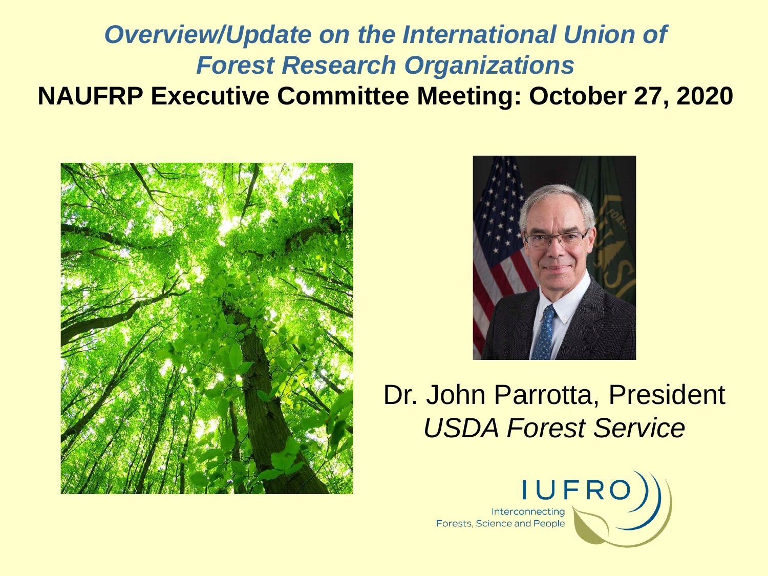# *Overview/Update on the International Union of Forest Research Organizations*

## NAUFRP Executive Committee Meeting: October 27, 2020

Dr. John Parrotta, President
*USDA Forest Service*

IUFRO
Interconnecting
Forests, Science and People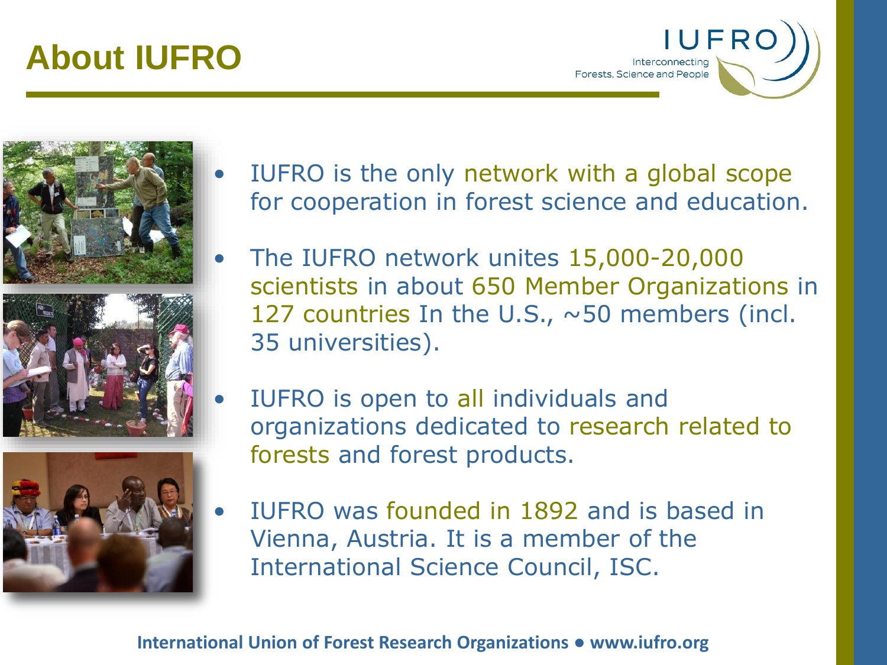# About IUFRO

- IUFRO is the only network with a global scope for cooperation in forest science and education.
- The IUFRO network unites 15,000-20,000 scientists in about 650 Member Organizations in 127 countries In the U.S., ~50 members (incl. 35 universities).
- IUFRO is open to all individuals and organizations dedicated to research related to forests and forest products.
- IUFRO was founded in 1892 and is based in Vienna, Austria. It is a member of the International Science Council, ISC.

**International Union of Forest Research Organizations • www.iufro.org**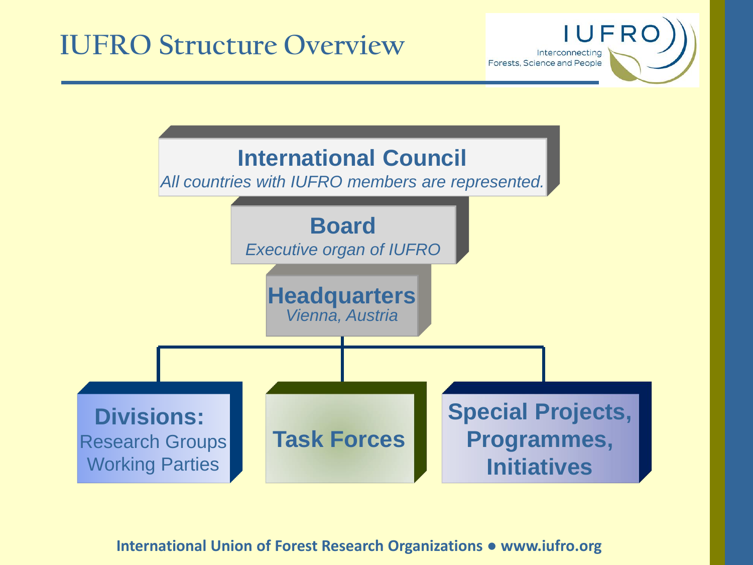# IUFRO Structure Overview

**International Council**
*All countries with IUFRO members are represented.*

**Board**
*Executive organ of IUFRO*

**Headquarters**
*Vienna, Austria*

- **Divisions:** Research Groups, Working Parties
- **Task Forces**
- **Special Projects, Programmes, Initiatives**

**International Union of Forest Research Organizations • www.iufro.org**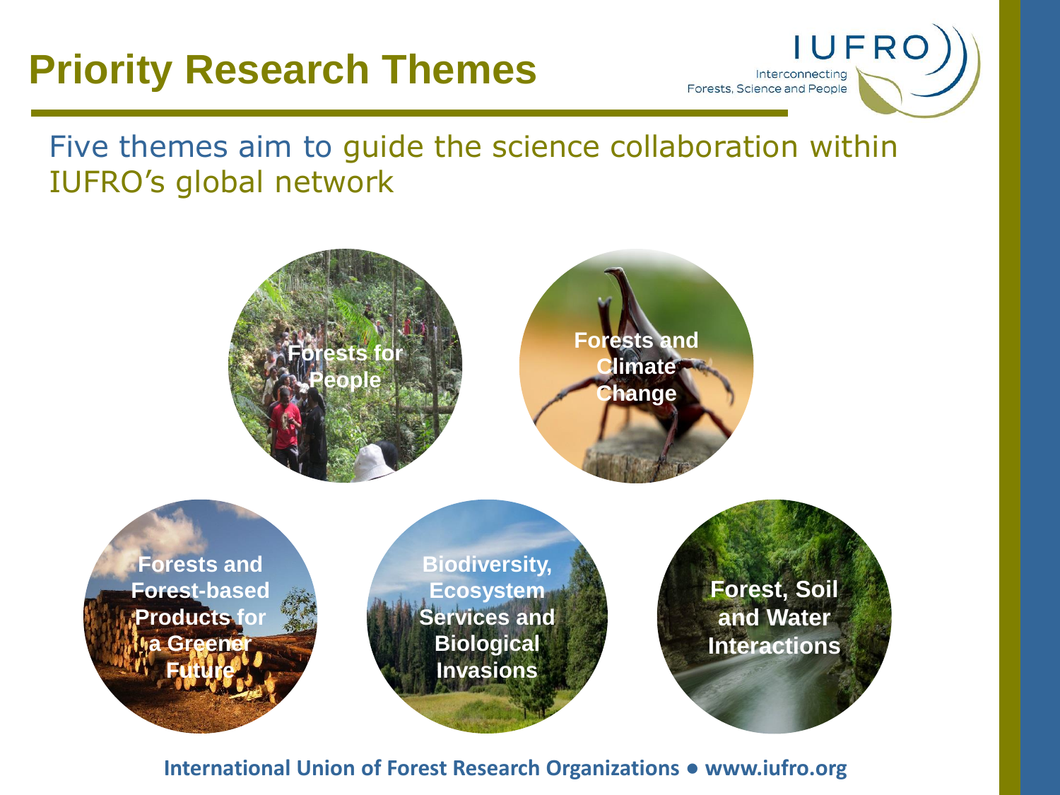# Priority Research Themes

IUFRO
Interconnecting
Forests, Science and People

Five themes aim to guide the science collaboration within IUFRO's global network

- **Forests for People**
- **Forests and Climate Change**
- **Forests and Forest-based Products for a Greener Future**
- **Biodiversity, Ecosystem Services and Biological Invasions**
- **Forest, Soil and Water Interactions**

**International Union of Forest Research Organizations • www.iufro.org**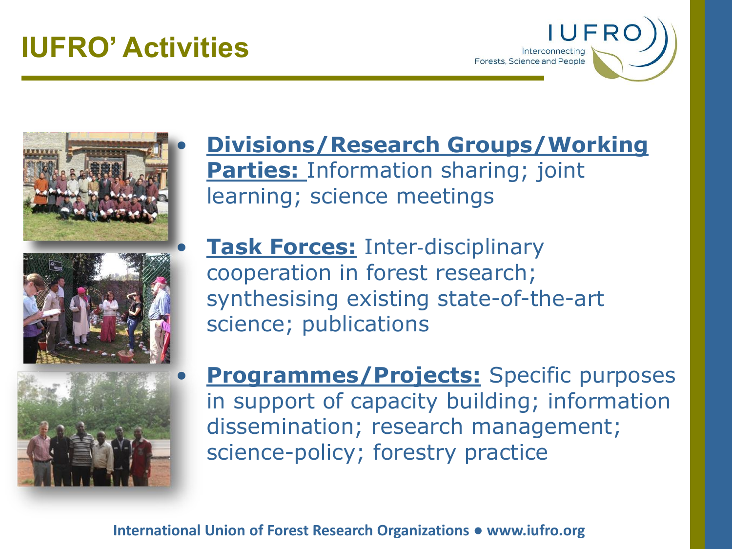# IUFRO' Activities

- **Divisions/Research Groups/Working Parties:** Information sharing; joint learning; science meetings
- **Task Forces:** Inter-disciplinary cooperation in forest research; synthesising existing state-of-the-art science; publications
- **Programmes/Projects:** Specific purposes in support of capacity building; information dissemination; research management; science-policy; forestry practice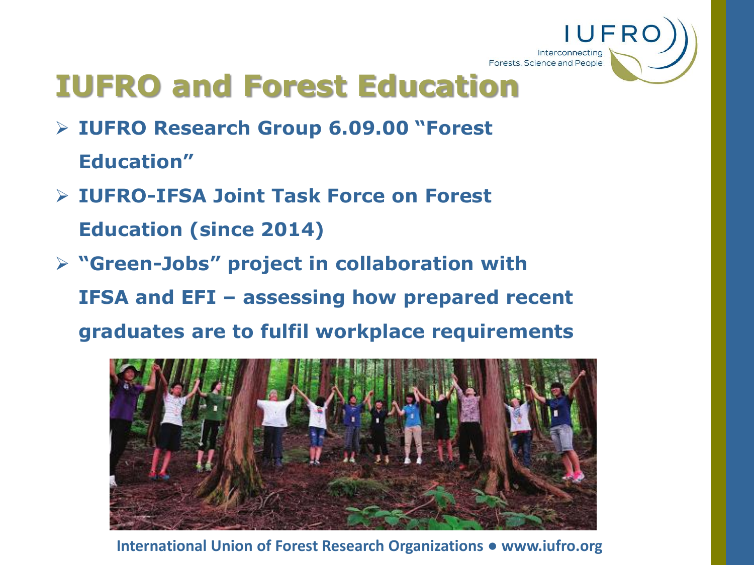# IUFRO and Forest Education

- **IUFRO Research Group 6.09.00 "Forest Education"**
- **IUFRO-IFSA Joint Task Force on Forest Education (since 2014)**
- **"Green-Jobs" project in collaboration with IFSA and EFI – assessing how prepared recent graduates are to fulfil workplace requirements**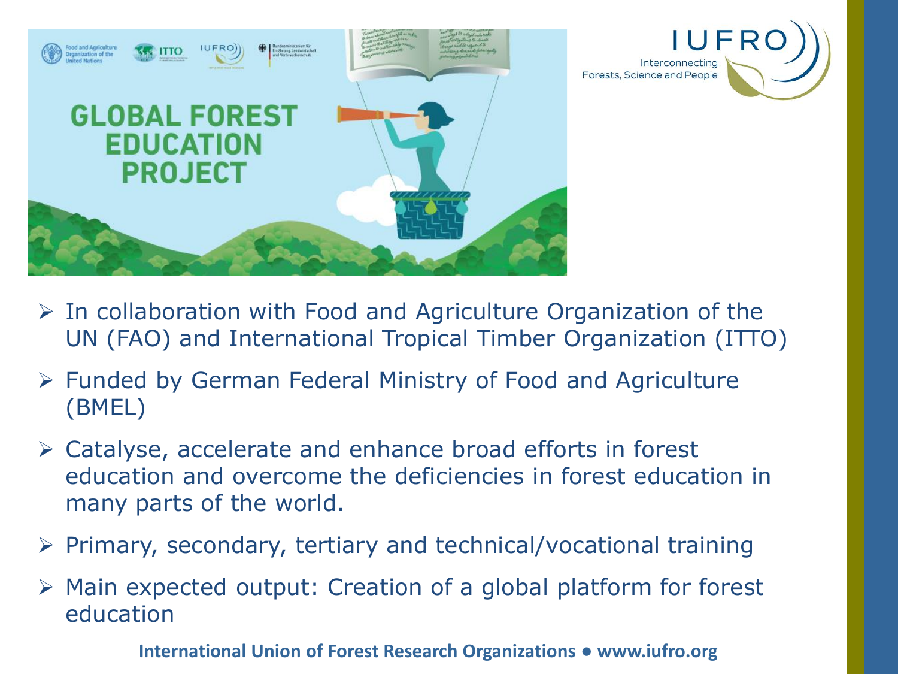# GLOBAL FOREST EDUCATION PROJECT

- In collaboration with Food and Agriculture Organization of the UN (FAO) and International Tropical Timber Organization (ITTO)
- Funded by German Federal Ministry of Food and Agriculture (BMEL)
- Catalyse, accelerate and enhance broad efforts in forest education and overcome the deficiencies in forest education in many parts of the world.
- Primary, secondary, tertiary and technical/vocational training
- Main expected output: Creation of a global platform for forest education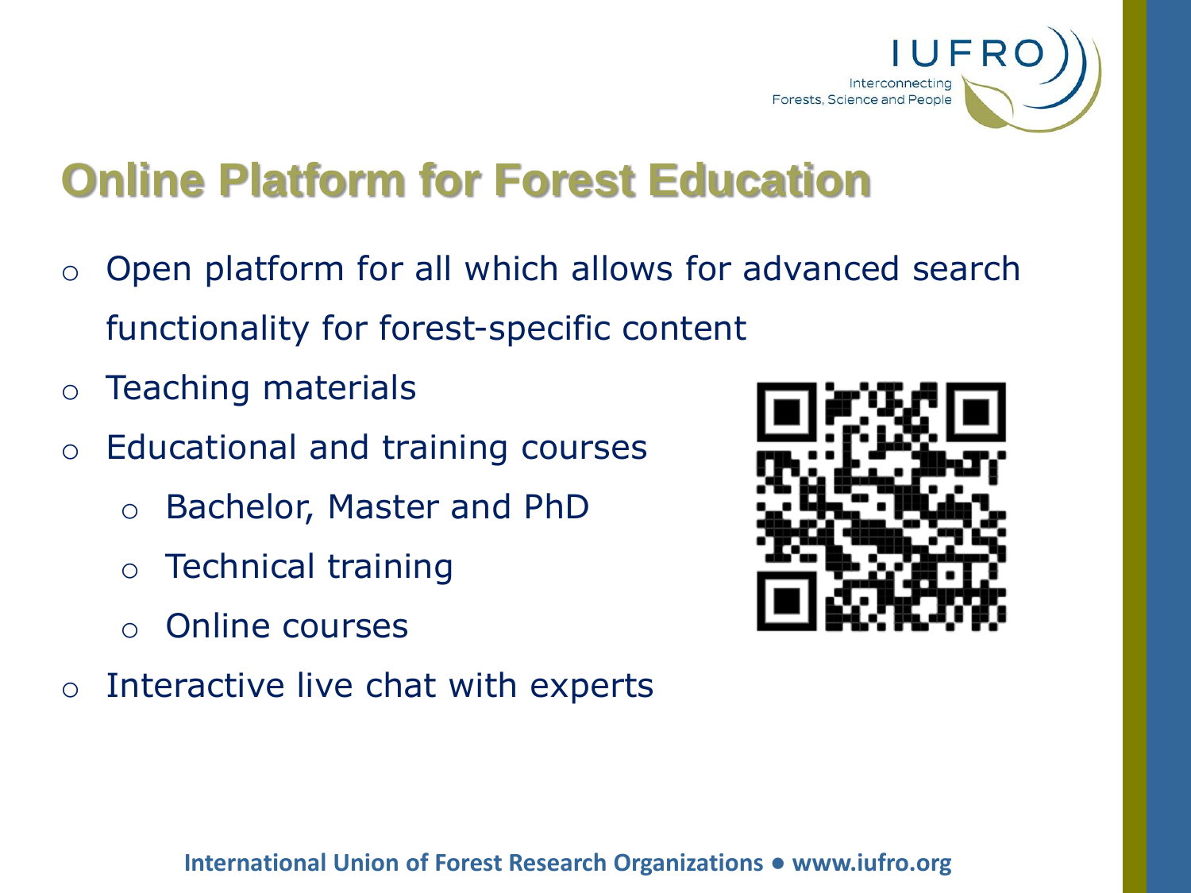## Online Platform for Forest Education

- Open platform for all which allows for advanced search functionality for forest-specific content
- Teaching materials
- Educational and training courses
    - Bachelor, Master and PhD
    - Technical training
    - Online courses
- Interactive live chat with experts